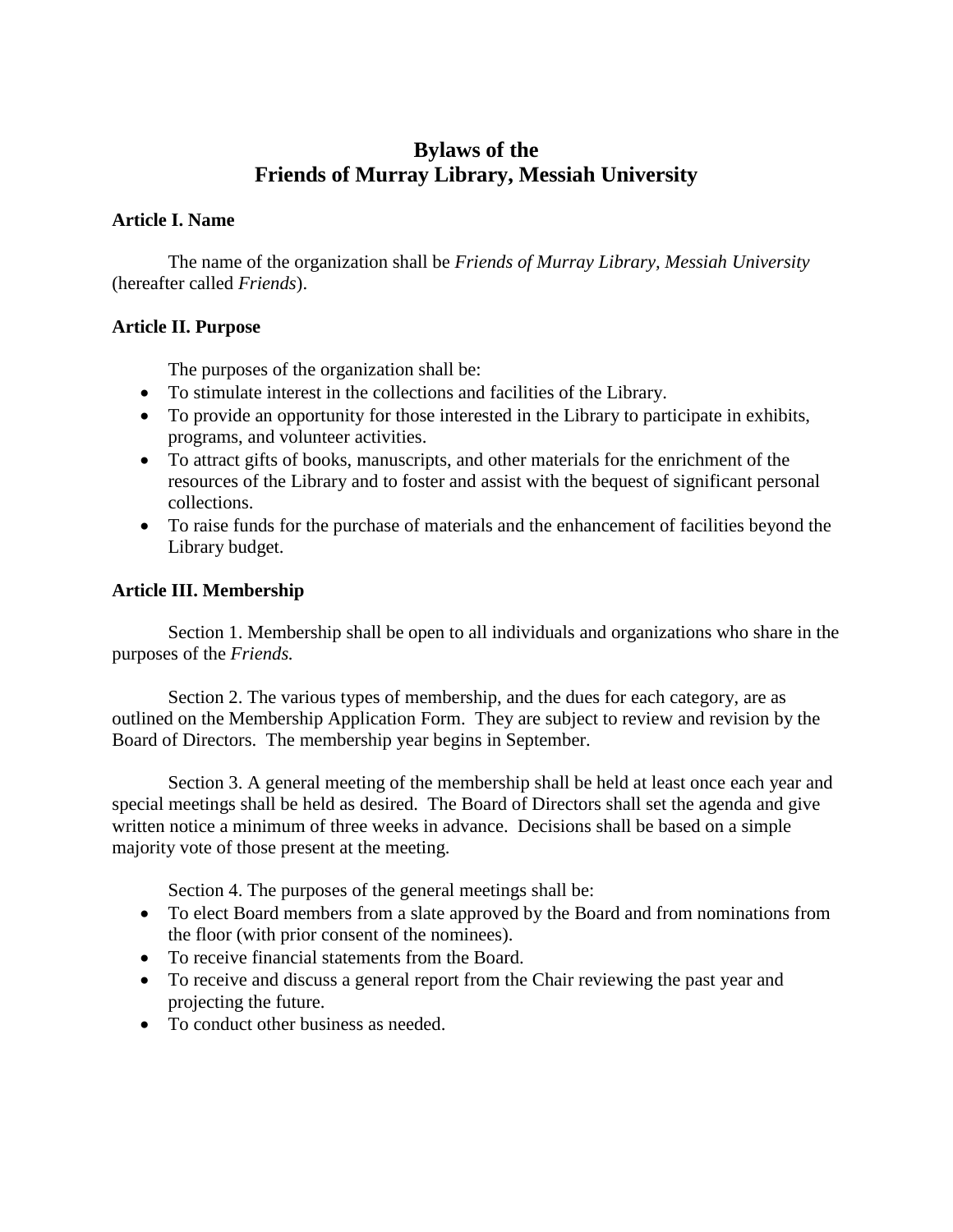# Bylaws of the Friends of Murray Library, Messiah University

## Article I. Name

The name of the organization shall be *Friends of Murray Library, Messiah University* (hereafter called *Friends*).

## Article II. Purpose

The purposes of the organization shall be:

- To stimulate interest in the collections and facilities of the Library.
- To provide an opportunity for those interested in the Library to participate in exhibits, programs, and volunteer activities.
- To attract gifts of books, manuscripts, and other materials for the enrichment of the resources of the Library and to foster and assist with the bequest of significant personal collections.
- To raise funds for the purchase of materials and the enhancement of facilities beyond the Library budget.

## Article III. Membership

Section 1. Membership shall be open to all individuals and organizations who share in the purposes of the *Friends.*

Section 2. The various types of membership, and the dues for each category, are as outlined on the Membership Application Form. They are subject to review and revision by the Board of Directors. The membership year begins in September.

Section 3. A general meeting of the membership shall be held at least once each year and special meetings shall be held as desired. The Board of Directors shall set the agenda and give written notice a minimum of three weeks in advance. Decisions shall be based on a simple majority vote of those present at the meeting.

Section 4. The purposes of the general meetings shall be:

- To elect Board members from a slate approved by the Board and from nominations from the floor (with prior consent of the nominees).
- To receive financial statements from the Board.
- To receive and discuss a general report from the Chair reviewing the past year and projecting the future.
- To conduct other business as needed.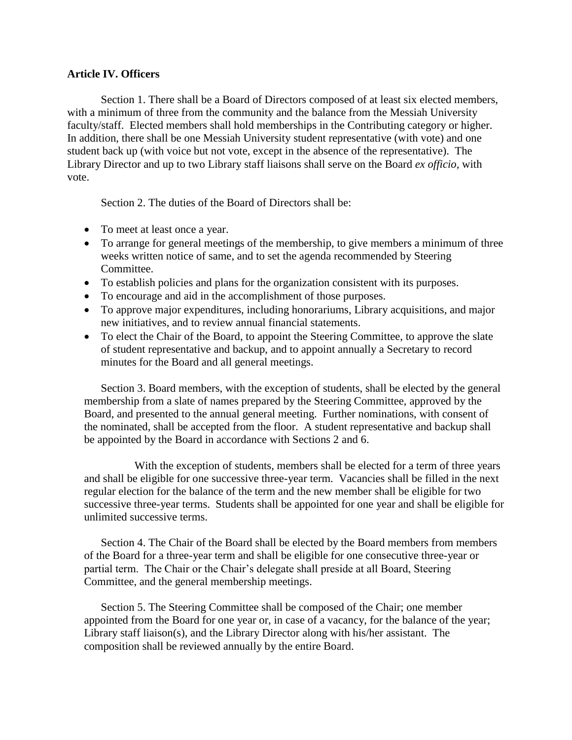**Article IV. Officers**

Section 1. There shall be a Board of Directors composed of at least six elected members, with a minimum of three from the community and the balance from the Messiah University faculty/staff. Elected members shall hold memberships in the Contributing category or higher. In addition, there shall be one Messiah University student representative (with vote) and one student back up (with voice but not vote, except in the absence of the representative). The Library Director and up to two Library staff liaisons shall serve on the Board *ex officio,* with vote.

Section 2. The duties of the Board of Directors shall be:

- To meet at least once a year.
- To arrange for general meetings of the membership, to give members a minimum of three weeks written notice of same, and to set the agenda recommended by Steering Committee.
- To establish policies and plans for the organization consistent with its purposes.
- To encourage and aid in the accomplishment of those purposes.
- To approve major expenditures, including honorariums, Library acquisitions, and major new initiatives, and to review annual financial statements.
- To elect the Chair of the Board, to appoint the Steering Committee, to approve the slate of student representative and backup, and to appoint annually a Secretary to record minutes for the Board and all general meetings.

Section 3. Board members, with the exception of students, shall be elected by the general membership from a slate of names prepared by the Steering Committee, approved by the Board, and presented to the annual general meeting. Further nominations, with consent of the nominated, shall be accepted from the floor. A student representative and backup shall be appointed by the Board in accordance with Sections 2 and 6.

With the exception of students, members shall be elected for a term of three years and shall be eligible for one successive three-year term. Vacancies shall be filled in the next regular election for the balance of the term and the new member shall be eligible for two successive three-year terms. Students shall be appointed for one year and shall be eligible for unlimited successive terms.

Section 4. The Chair of the Board shall be elected by the Board members from members of the Board for a three-year term and shall be eligible for one consecutive three-year or partial term. The Chair or the Chair's delegate shall preside at all Board, Steering Committee, and the general membership meetings.

Section 5. The Steering Committee shall be composed of the Chair; one member appointed from the Board for one year or, in case of a vacancy, for the balance of the year; Library staff liaison(s), and the Library Director along with his/her assistant. The composition shall be reviewed annually by the entire Board.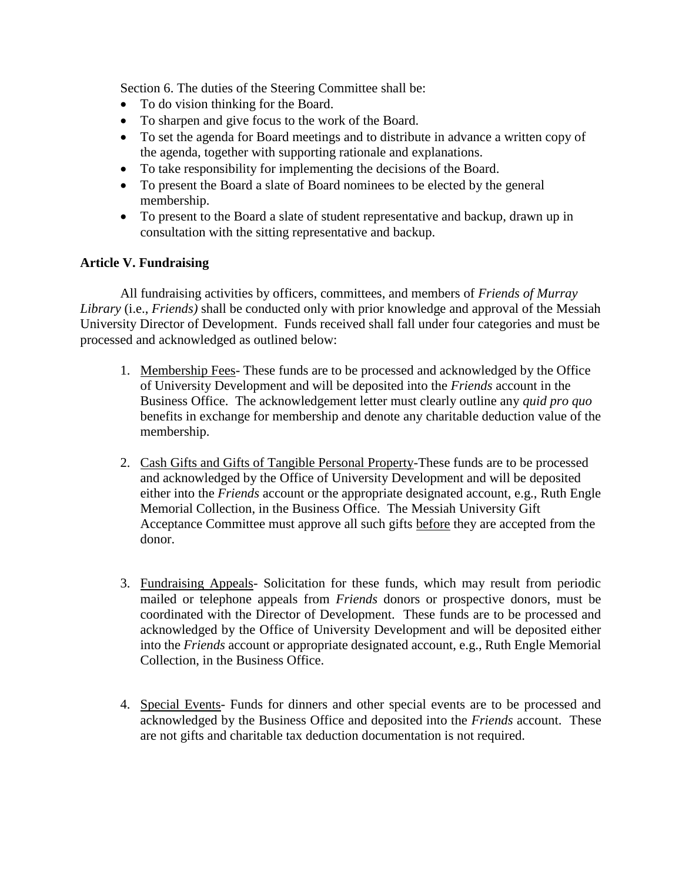Section 6. The duties of the Steering Committee shall be:

- To do vision thinking for the Board.
- To sharpen and give focus to the work of the Board.
- To set the agenda for Board meetings and to distribute in advance a written copy of the agenda, together with supporting rationale and explanations.
- To take responsibility for implementing the decisions of the Board.
- To present the Board a slate of Board nominees to be elected by the general membership.
- To present to the Board a slate of student representative and backup, drawn up in consultation with the sitting representative and backup.

**Article V. Fundraising**

All fundraising activities by officers, committees, and members of *Friends of Murray Library* (i.e., *Friends)* shall be conducted only with prior knowledge and approval of the Messiah University Director of Development. Funds received shall fall under four categories and must be processed and acknowledged as outlined below:

1. Membership Fees- These funds are to be processed and acknowledged by the Office of University Development and will be deposited into the *Friends* account in the Business Office. The acknowledgement letter must clearly outline any *quid pro quo* benefits in exchange for membership and denote any charitable deduction value of the membership.

2. Cash Gifts and Gifts of Tangible Personal Property-These funds are to be processed and acknowledged by the Office of University Development and will be deposited either into the *Friends* account or the appropriate designated account, e.g., Ruth Engle Memorial Collection, in the Business Office. The Messiah University Gift Acceptance Committee must approve all such gifts before they are accepted from the donor.

3. Fundraising Appeals- Solicitation for these funds, which may result from periodic mailed or telephone appeals from *Friends* donors or prospective donors, must be coordinated with the Director of Development. These funds are to be processed and acknowledged by the Office of University Development and will be deposited either into the *Friends* account or appropriate designated account, e.g., Ruth Engle Memorial Collection, in the Business Office.

4. Special Events- Funds for dinners and other special events are to be processed and acknowledged by the Business Office and deposited into the *Friends* account. These are not gifts and charitable tax deduction documentation is not required.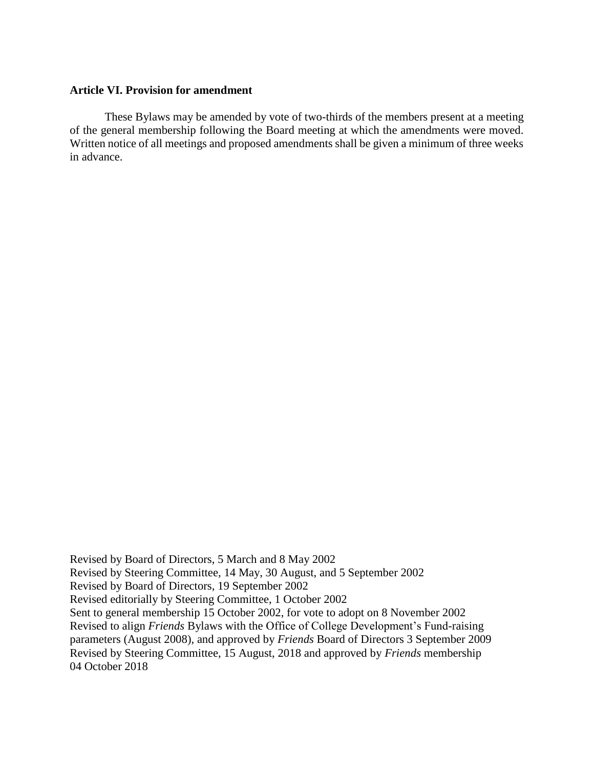### Article VI. Provision for amendment

These Bylaws may be amended by vote of two-thirds of the members present at a meeting of the general membership following the Board meeting at which the amendments were moved. Written notice of all meetings and proposed amendments shall be given a minimum of three weeks in advance.

Revised by Board of Directors, 5 March and 8 May 2002
Revised by Steering Committee, 14 May, 30 August, and 5 September 2002
Revised by Board of Directors, 19 September 2002
Revised editorially by Steering Committee, 1 October 2002
Sent to general membership 15 October 2002, for vote to adopt on 8 November 2002
Revised to align *Friends* Bylaws with the Office of College Development's Fund-raising parameters (August 2008), and approved by *Friends* Board of Directors 3 September 2009
Revised by Steering Committee, 15 August, 2018 and approved by *Friends* membership 04 October 2018